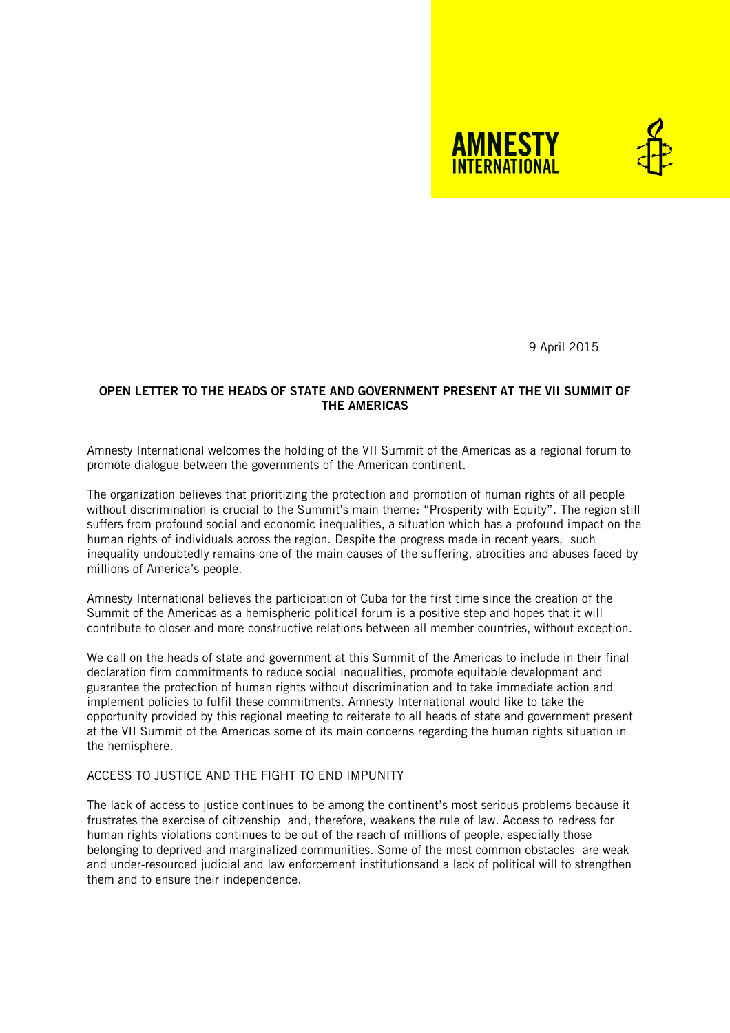AMNESTY INTERNATIONAL

9 April 2015

**OPEN LETTER TO THE HEADS OF STATE AND GOVERNMENT PRESENT AT THE VII SUMMIT OF THE AMERICAS**

Amnesty International welcomes the holding of the VII Summit of the Americas as a regional forum to promote dialogue between the governments of the American continent.

The organization believes that prioritizing the protection and promotion of human rights of all people without discrimination is crucial to the Summit's main theme: "Prosperity with Equity". The region still suffers from profound social and economic inequalities, a situation which has a profound impact on the human rights of individuals across the region. Despite the progress made in recent years, such inequality undoubtedly remains one of the main causes of the suffering, atrocities and abuses faced by millions of America's people.

Amnesty International believes the participation of Cuba for the first time since the creation of the Summit of the Americas as a hemispheric political forum is a positive step and hopes that it will contribute to closer and more constructive relations between all member countries, without exception.

We call on the heads of state and government at this Summit of the Americas to include in their final declaration firm commitments to reduce social inequalities, promote equitable development and guarantee the protection of human rights without discrimination and to take immediate action and implement policies to fulfil these commitments. Amnesty International would like to take the opportunity provided by this regional meeting to reiterate to all heads of state and government present at the VII Summit of the Americas some of its main concerns regarding the human rights situation in the hemisphere.

## ACCESS TO JUSTICE AND THE FIGHT TO END IMPUNITY

The lack of access to justice continues to be among the continent's most serious problems because it frustrates the exercise of citizenship and, therefore, weakens the rule of law. Access to redress for human rights violations continues to be out of the reach of millions of people, especially those belonging to deprived and marginalized communities. Some of the most common obstacles are weak and under-resourced judicial and law enforcement institutionsand a lack of political will to strengthen them and to ensure their independence.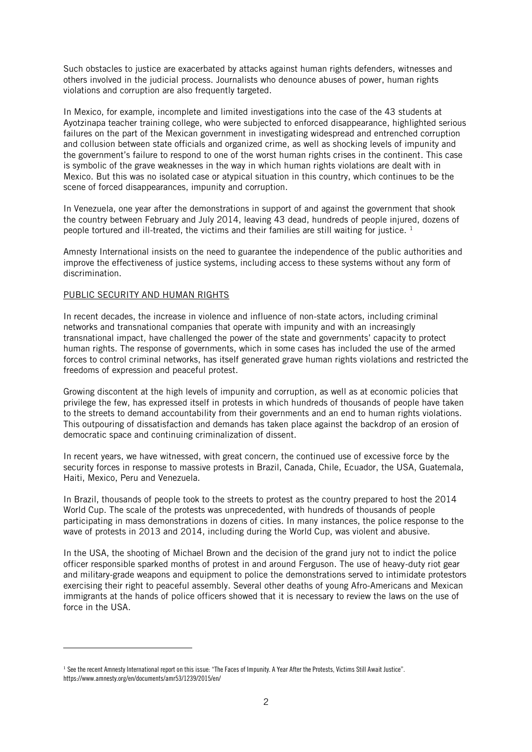Such obstacles to justice are exacerbated by attacks against human rights defenders, witnesses and others involved in the judicial process. Journalists who denounce abuses of power, human rights violations and corruption are also frequently targeted.

In Mexico, for example, incomplete and limited investigations into the case of the 43 students at Ayotzinapa teacher training college, who were subjected to enforced disappearance, highlighted serious failures on the part of the Mexican government in investigating widespread and entrenched corruption and collusion between state officials and organized crime, as well as shocking levels of impunity and the government's failure to respond to one of the worst human rights crises in the continent. This case is symbolic of the grave weaknesses in the way in which human rights violations are dealt with in Mexico. But this was no isolated case or atypical situation in this country, which continues to be the scene of forced disappearances, impunity and corruption.

In Venezuela, one year after the demonstrations in support of and against the government that shook the country between February and July 2014, leaving 43 dead, hundreds of people injured, dozens of people tortured and ill-treated, the victims and their families are still waiting for justice. [1]

Amnesty International insists on the need to guarantee the independence of the public authorities and improve the effectiveness of justice systems, including access to these systems without any form of discrimination.

## PUBLIC SECURITY AND HUMAN RIGHTS

In recent decades, the increase in violence and influence of non-state actors, including criminal networks and transnational companies that operate with impunity and with an increasingly transnational impact, have challenged the power of the state and governments' capacity to protect human rights. The response of governments, which in some cases has included the use of the armed forces to control criminal networks, has itself generated grave human rights violations and restricted the freedoms of expression and peaceful protest.

Growing discontent at the high levels of impunity and corruption, as well as at economic policies that privilege the few, has expressed itself in protests in which hundreds of thousands of people have taken to the streets to demand accountability from their governments and an end to human rights violations. This outpouring of dissatisfaction and demands has taken place against the backdrop of an erosion of democratic space and continuing criminalization of dissent.

In recent years, we have witnessed, with great concern, the continued use of excessive force by the security forces in response to massive protests in Brazil, Canada, Chile, Ecuador, the USA, Guatemala, Haiti, Mexico, Peru and Venezuela.

In Brazil, thousands of people took to the streets to protest as the country prepared to host the 2014 World Cup. The scale of the protests was unprecedented, with hundreds of thousands of people participating in mass demonstrations in dozens of cities. In many instances, the police response to the wave of protests in 2013 and 2014, including during the World Cup, was violent and abusive.

In the USA, the shooting of Michael Brown and the decision of the grand jury not to indict the police officer responsible sparked months of protest in and around Ferguson. The use of heavy-duty riot gear and military-grade weapons and equipment to police the demonstrations served to intimidate protestors exercising their right to peaceful assembly. Several other deaths of young Afro-Americans and Mexican immigrants at the hands of police officers showed that it is necessary to review the laws on the use of force in the USA.

---

[1] See the recent Amnesty International report on this issue: "The Faces of Impunity. A Year After the Protests, Victims Still Await Justice". https://www.amnesty.org/en/documents/amr53/1239/2015/en/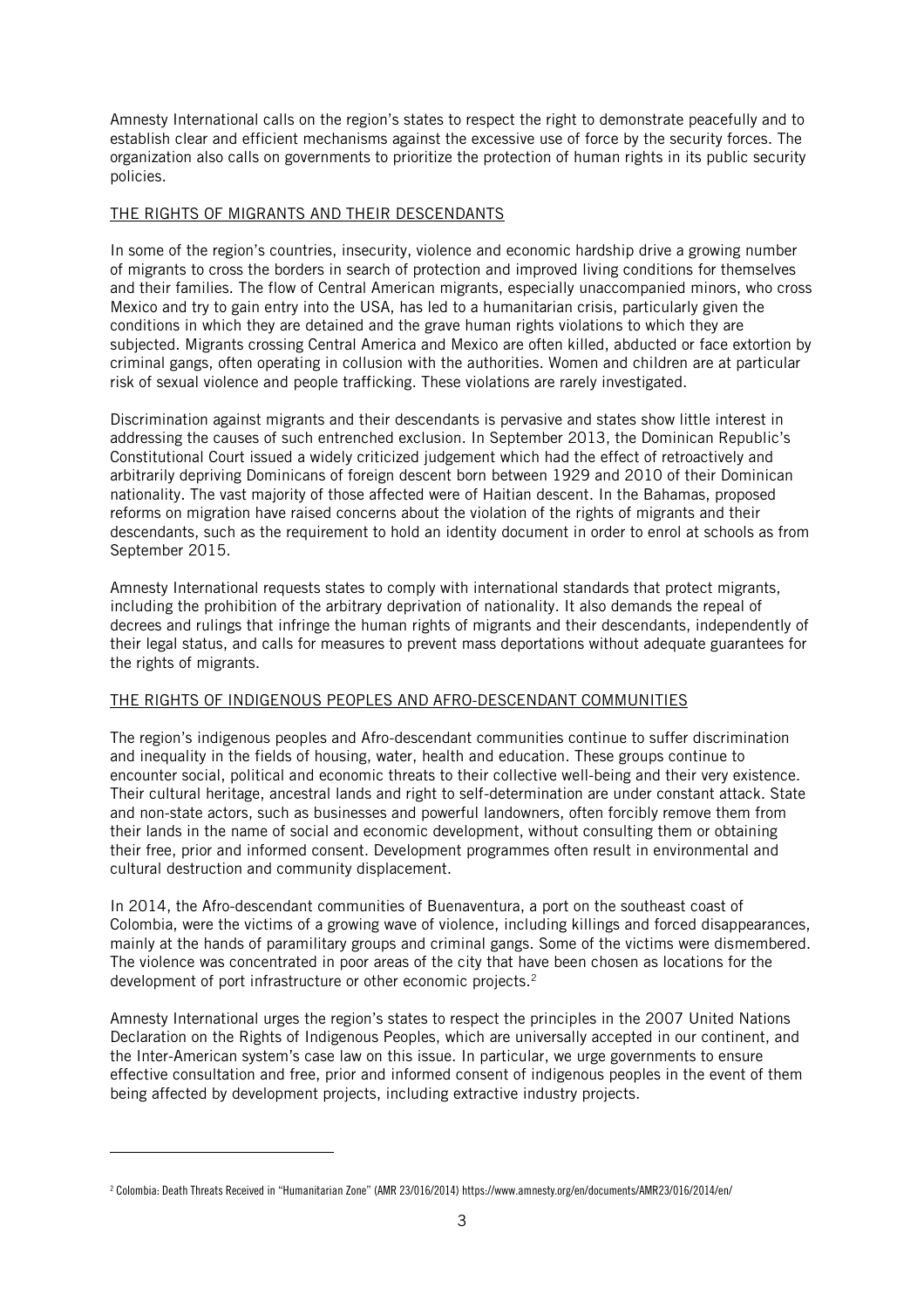Amnesty International calls on the region's states to respect the right to demonstrate peacefully and to establish clear and efficient mechanisms against the excessive use of force by the security forces. The organization also calls on governments to prioritize the protection of human rights in its public security policies.

## THE RIGHTS OF MIGRANTS AND THEIR DESCENDANTS

In some of the region's countries, insecurity, violence and economic hardship drive a growing number of migrants to cross the borders in search of protection and improved living conditions for themselves and their families. The flow of Central American migrants, especially unaccompanied minors, who cross Mexico and try to gain entry into the USA, has led to a humanitarian crisis, particularly given the conditions in which they are detained and the grave human rights violations to which they are subjected. Migrants crossing Central America and Mexico are often killed, abducted or face extortion by criminal gangs, often operating in collusion with the authorities. Women and children are at particular risk of sexual violence and people trafficking. These violations are rarely investigated.

Discrimination against migrants and their descendants is pervasive and states show little interest in addressing the causes of such entrenched exclusion. In September 2013, the Dominican Republic's Constitutional Court issued a widely criticized judgement which had the effect of retroactively and arbitrarily depriving Dominicans of foreign descent born between 1929 and 2010 of their Dominican nationality. The vast majority of those affected were of Haitian descent. In the Bahamas, proposed reforms on migration have raised concerns about the violation of the rights of migrants and their descendants, such as the requirement to hold an identity document in order to enrol at schools as from September 2015.

Amnesty International requests states to comply with international standards that protect migrants, including the prohibition of the arbitrary deprivation of nationality. It also demands the repeal of decrees and rulings that infringe the human rights of migrants and their descendants, independently of their legal status, and calls for measures to prevent mass deportations without adequate guarantees for the rights of migrants.

## THE RIGHTS OF INDIGENOUS PEOPLES AND AFRO-DESCENDANT COMMUNITIES

The region's indigenous peoples and Afro-descendant communities continue to suffer discrimination and inequality in the fields of housing, water, health and education. These groups continue to encounter social, political and economic threats to their collective well-being and their very existence. Their cultural heritage, ancestral lands and right to self-determination are under constant attack. State and non-state actors, such as businesses and powerful landowners, often forcibly remove them from their lands in the name of social and economic development, without consulting them or obtaining their free, prior and informed consent. Development programmes often result in environmental and cultural destruction and community displacement.

In 2014, the Afro-descendant communities of Buenaventura, a port on the southeast coast of Colombia, were the victims of a growing wave of violence, including killings and forced disappearances, mainly at the hands of paramilitary groups and criminal gangs. Some of the victims were dismembered. The violence was concentrated in poor areas of the city that have been chosen as locations for the development of port infrastructure or other economic projects.[2]

Amnesty International urges the region's states to respect the principles in the 2007 United Nations Declaration on the Rights of Indigenous Peoples, which are universally accepted in our continent, and the Inter-American system's case law on this issue. In particular, we urge governments to ensure effective consultation and free, prior and informed consent of indigenous peoples in the event of them being affected by development projects, including extractive industry projects.

---

[2] Colombia: Death Threats Received in "Humanitarian Zone" (AMR 23/016/2014) https://www.amnesty.org/en/documents/AMR23/016/2014/en/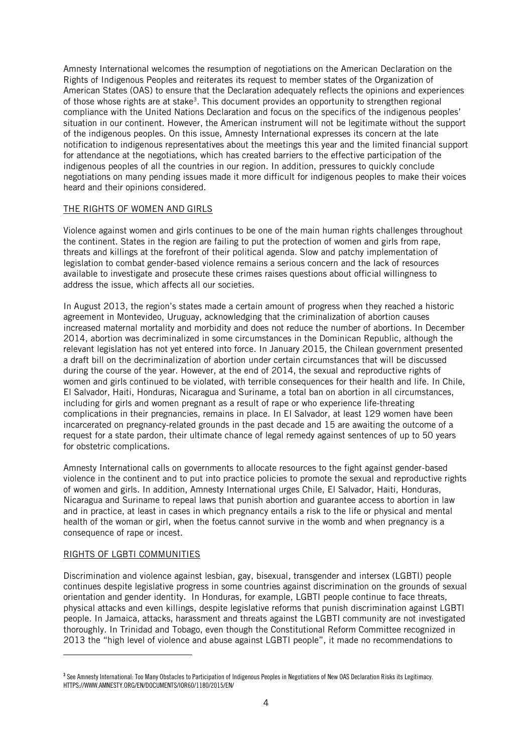Amnesty International welcomes the resumption of negotiations on the American Declaration on the Rights of Indigenous Peoples and reiterates its request to member states of the Organization of American States (OAS) to ensure that the Declaration adequately reflects the opinions and experiences of those whose rights are at stake[3]. This document provides an opportunity to strengthen regional compliance with the United Nations Declaration and focus on the specifics of the indigenous peoples' situation in our continent. However, the American instrument will not be legitimate without the support of the indigenous peoples. On this issue, Amnesty International expresses its concern at the late notification to indigenous representatives about the meetings this year and the limited financial support for attendance at the negotiations, which has created barriers to the effective participation of the indigenous peoples of all the countries in our region. In addition, pressures to quickly conclude negotiations on many pending issues made it more difficult for indigenous peoples to make their voices heard and their opinions considered.

## THE RIGHTS OF WOMEN AND GIRLS

Violence against women and girls continues to be one of the main human rights challenges throughout the continent. States in the region are failing to put the protection of women and girls from rape, threats and killings at the forefront of their political agenda. Slow and patchy implementation of legislation to combat gender-based violence remains a serious concern and the lack of resources available to investigate and prosecute these crimes raises questions about official willingness to address the issue, which affects all our societies.

In August 2013, the region's states made a certain amount of progress when they reached a historic agreement in Montevideo, Uruguay, acknowledging that the criminalization of abortion causes increased maternal mortality and morbidity and does not reduce the number of abortions. In December 2014, abortion was decriminalized in some circumstances in the Dominican Republic, although the relevant legislation has not yet entered into force. In January 2015, the Chilean government presented a draft bill on the decriminalization of abortion under certain circumstances that will be discussed during the course of the year. However, at the end of 2014, the sexual and reproductive rights of women and girls continued to be violated, with terrible consequences for their health and life. In Chile, El Salvador, Haiti, Honduras, Nicaragua and Suriname, a total ban on abortion in all circumstances, including for girls and women pregnant as a result of rape or who experience life-threating complications in their pregnancies, remains in place. In El Salvador, at least 129 women have been incarcerated on pregnancy-related grounds in the past decade and 15 are awaiting the outcome of a request for a state pardon, their ultimate chance of legal remedy against sentences of up to 50 years for obstetric complications.

Amnesty International calls on governments to allocate resources to the fight against gender-based violence in the continent and to put into practice policies to promote the sexual and reproductive rights of women and girls. In addition, Amnesty International urges Chile, El Salvador, Haiti, Honduras, Nicaragua and Suriname to repeal laws that punish abortion and guarantee access to abortion in law and in practice, at least in cases in which pregnancy entails a risk to the life or physical and mental health of the woman or girl, when the foetus cannot survive in the womb and when pregnancy is a consequence of rape or incest.

## RIGHTS OF LGBTI COMMUNITIES

Discrimination and violence against lesbian, gay, bisexual, transgender and intersex (LGBTI) people continues despite legislative progress in some countries against discrimination on the grounds of sexual orientation and gender identity. In Honduras, for example, LGBTI people continue to face threats, physical attacks and even killings, despite legislative reforms that punish discrimination against LGBTI people. In Jamaica, attacks, harassment and threats against the LGBTI community are not investigated thoroughly. In Trinidad and Tobago, even though the Constitutional Reform Committee recognized in 2013 the "high level of violence and abuse against LGBTI people", it made no recommendations to

---

[3] See Amnesty International: Too Many Obstacles to Participation of Indigenous Peoples in Negotiations of New OAS Declaration Risks its Legitimacy. HTTPS://WWW.AMNESTY.ORG/EN/DOCUMENTS/IOR60/1180/2015/EN/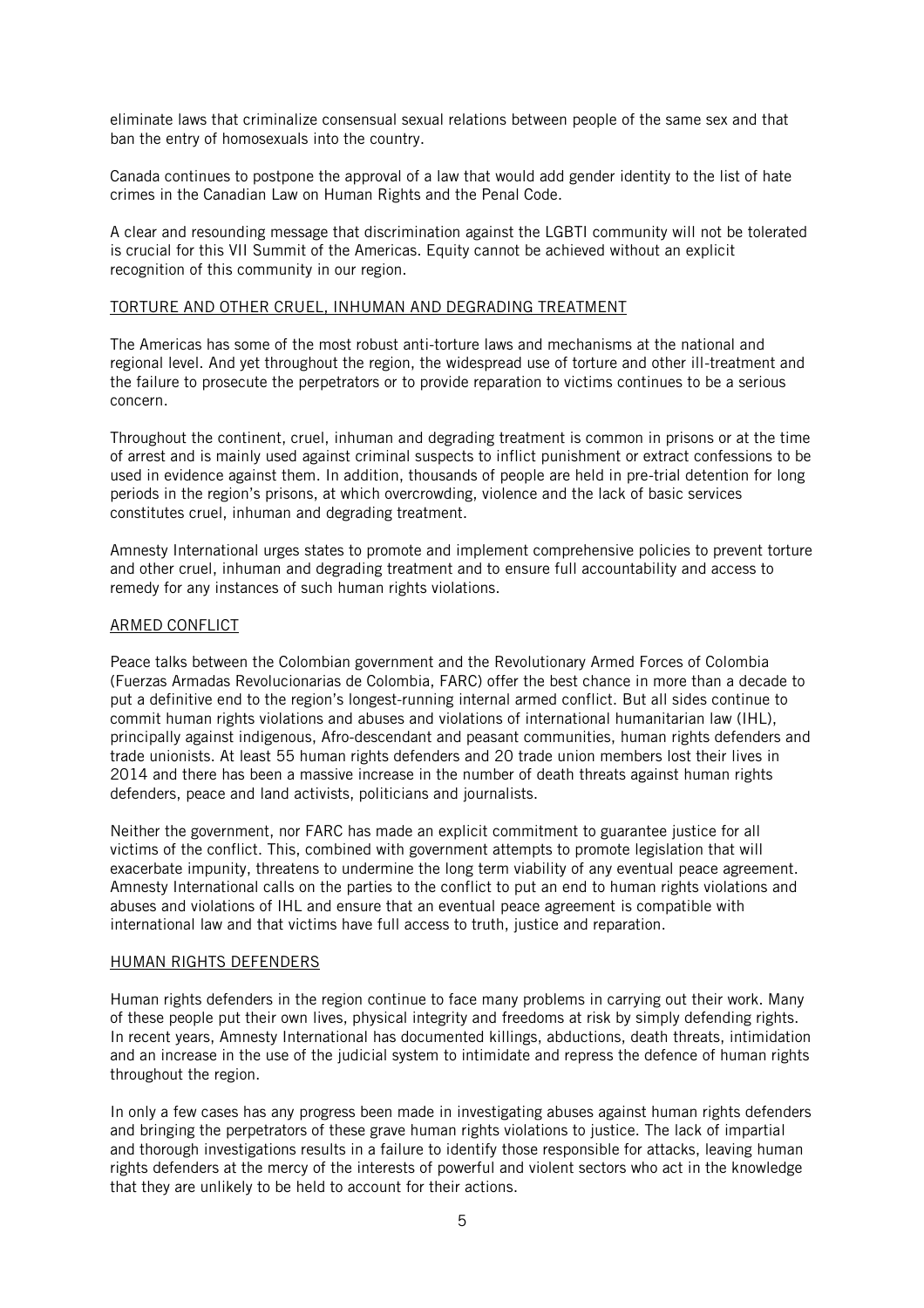eliminate laws that criminalize consensual sexual relations between people of the same sex and that ban the entry of homosexuals into the country.

Canada continues to postpone the approval of a law that would add gender identity to the list of hate crimes in the Canadian Law on Human Rights and the Penal Code.

A clear and resounding message that discrimination against the LGBTI community will not be tolerated is crucial for this VII Summit of the Americas. Equity cannot be achieved without an explicit recognition of this community in our region.

## TORTURE AND OTHER CRUEL, INHUMAN AND DEGRADING TREATMENT

The Americas has some of the most robust anti-torture laws and mechanisms at the national and regional level. And yet throughout the region, the widespread use of torture and other ill-treatment and the failure to prosecute the perpetrators or to provide reparation to victims continues to be a serious concern.

Throughout the continent, cruel, inhuman and degrading treatment is common in prisons or at the time of arrest and is mainly used against criminal suspects to inflict punishment or extract confessions to be used in evidence against them. In addition, thousands of people are held in pre-trial detention for long periods in the region's prisons, at which overcrowding, violence and the lack of basic services constitutes cruel, inhuman and degrading treatment.

Amnesty International urges states to promote and implement comprehensive policies to prevent torture and other cruel, inhuman and degrading treatment and to ensure full accountability and access to remedy for any instances of such human rights violations.

## ARMED CONFLICT

Peace talks between the Colombian government and the Revolutionary Armed Forces of Colombia (Fuerzas Armadas Revolucionarias de Colombia, FARC) offer the best chance in more than a decade to put a definitive end to the region's longest-running internal armed conflict. But all sides continue to commit human rights violations and abuses and violations of international humanitarian law (IHL), principally against indigenous, Afro-descendant and peasant communities, human rights defenders and trade unionists. At least 55 human rights defenders and 20 trade union members lost their lives in 2014 and there has been a massive increase in the number of death threats against human rights defenders, peace and land activists, politicians and journalists.

Neither the government, nor FARC has made an explicit commitment to guarantee justice for all victims of the conflict. This, combined with government attempts to promote legislation that will exacerbate impunity, threatens to undermine the long term viability of any eventual peace agreement. Amnesty International calls on the parties to the conflict to put an end to human rights violations and abuses and violations of IHL and ensure that an eventual peace agreement is compatible with international law and that victims have full access to truth, justice and reparation.

## HUMAN RIGHTS DEFENDERS

Human rights defenders in the region continue to face many problems in carrying out their work. Many of these people put their own lives, physical integrity and freedoms at risk by simply defending rights. In recent years, Amnesty International has documented killings, abductions, death threats, intimidation and an increase in the use of the judicial system to intimidate and repress the defence of human rights throughout the region.

In only a few cases has any progress been made in investigating abuses against human rights defenders and bringing the perpetrators of these grave human rights violations to justice. The lack of impartial and thorough investigations results in a failure to identify those responsible for attacks, leaving human rights defenders at the mercy of the interests of powerful and violent sectors who act in the knowledge that they are unlikely to be held to account for their actions.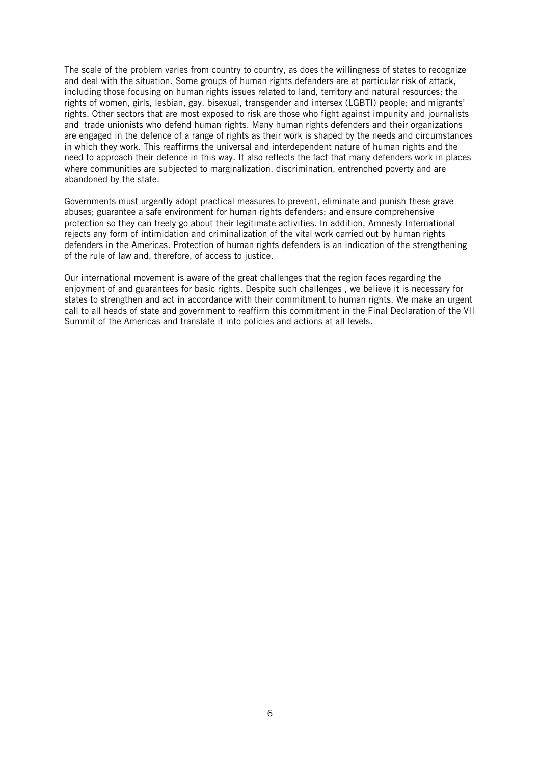The scale of the problem varies from country to country, as does the willingness of states to recognize and deal with the situation. Some groups of human rights defenders are at particular risk of attack, including those focusing on human rights issues related to land, territory and natural resources; the rights of women, girls, lesbian, gay, bisexual, transgender and intersex (LGBTI) people; and migrants' rights. Other sectors that are most exposed to risk are those who fight against impunity and journalists and trade unionists who defend human rights. Many human rights defenders and their organizations are engaged in the defence of a range of rights as their work is shaped by the needs and circumstances in which they work. This reaffirms the universal and interdependent nature of human rights and the need to approach their defence in this way. It also reflects the fact that many defenders work in places where communities are subjected to marginalization, discrimination, entrenched poverty and are abandoned by the state.

Governments must urgently adopt practical measures to prevent, eliminate and punish these grave abuses; guarantee a safe environment for human rights defenders; and ensure comprehensive protection so they can freely go about their legitimate activities. In addition, Amnesty International rejects any form of intimidation and criminalization of the vital work carried out by human rights defenders in the Americas. Protection of human rights defenders is an indication of the strengthening of the rule of law and, therefore, of access to justice.

Our international movement is aware of the great challenges that the region faces regarding the enjoyment of and guarantees for basic rights. Despite such challenges , we believe it is necessary for states to strengthen and act in accordance with their commitment to human rights. We make an urgent call to all heads of state and government to reaffirm this commitment in the Final Declaration of the VII Summit of the Americas and translate it into policies and actions at all levels.